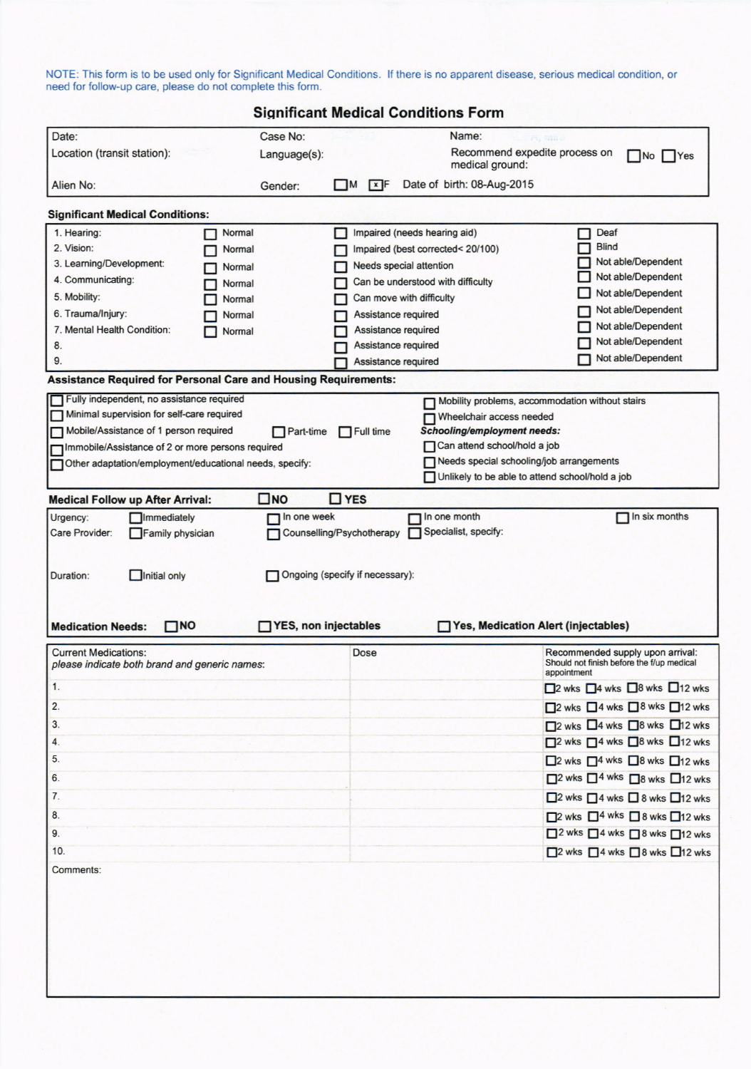NOTE: This form is to be used only for Significant Medical Conditions. If there is no apparent disease, serious medical condition, or need for follow-up care, please do not complete this form.

## Significant Medical Conditions Form

| | | |
|---|---|---|
| Date: | Case No: | Name: |
| Location (transit station): | Language(s): | Recommend expedite process on medical ground: ☐ No ☐ Yes |
| Alien No: | Gender: ☐ M ☒ F | Date of birth: 08-Aug-2015 |

**Significant Medical Conditions:**

| | | | |
|---|---|---|---|
| 1. Hearing: | ☐ Normal | ☐ Impaired (needs hearing aid) | ☐ Deaf |
| 2. Vision: | ☐ Normal | ☐ Impaired (best corrected< 20/100) | ☐ Blind |
| 3. Learning/Development: | ☐ Normal | ☐ Needs special attention | ☐ Not able/Dependent |
| 4. Communicating: | ☐ Normal | ☐ Can be understood with difficulty | ☐ Not able/Dependent |
| 5. Mobility: | ☐ Normal | ☐ Can move with difficulty | ☐ Not able/Dependent |
| 6. Trauma/Injury: | ☐ Normal | ☐ Assistance required | ☐ Not able/Dependent |
| 7. Mental Health Condition: | ☐ Normal | ☐ Assistance required | ☐ Not able/Dependent |
| 8. | | ☐ Assistance required | ☐ Not able/Dependent |
| 9. | | ☐ Assistance required | ☐ Not able/Dependent |

**Assistance Required for Personal Care and Housing Requirements:**

| | |
|---|---|
| ☐ Fully independent, no assistance required | ☐ Mobility problems, accommodation without stairs |
| ☐ Minimal supervision for self-care required | ☐ Wheelchair access needed |
| ☐ Mobile/Assistance of 1 person required ☐ Part-time ☐ Full time | ***Schooling/employment needs:*** |
| ☐ Immobile/Assistance of 2 or more persons required | ☐ Can attend school/hold a job |
| ☐ Other adaptation/employment/educational needs, specify: | ☐ Needs special schooling/job arrangements |
| | ☐ Unlikely to be able to attend school/hold a job |

**Medical Follow up After Arrival:** ☐ **NO** ☐ **YES**

| | | | | |
|---|---|---|---|---|
| Urgency: | ☐ Immediately | ☐ In one week | ☐ In one month | ☐ In six months |
| Care Provider: | ☐ Family physician | ☐ Counselling/Psychotherapy | ☐ Specialist, specify: | |
| Duration: | ☐ Initial only | ☐ Ongoing (specify if necessary): | | |

**Medication Needs:** ☐ **NO** ☐ **YES, non injectables** ☐ **Yes, Medication Alert (injectables)**

| Current Medications: *please indicate both brand and generic names*: | Dose | Recommended supply upon arrival: Should not finish before the f/up medical appointment |
|---|---|---|
| 1. | | ☐ 2 wks ☐ 4 wks ☐ 8 wks ☐ 12 wks |
| 2. | | ☐ 2 wks ☐ 4 wks ☐ 8 wks ☐ 12 wks |
| 3. | | ☐ 2 wks ☐ 4 wks ☐ 8 wks ☐ 12 wks |
| 4. | | ☐ 2 wks ☐ 4 wks ☐ 8 wks ☐ 12 wks |
| 5. | | ☐ 2 wks ☐ 4 wks ☐ 8 wks ☐ 12 wks |
| 6. | | ☐ 2 wks ☐ 4 wks ☐ 8 wks ☐ 12 wks |
| 7. | | ☐ 2 wks ☐ 4 wks ☐ 8 wks ☐ 12 wks |
| 8. | | ☐ 2 wks ☐ 4 wks ☐ 8 wks ☐ 12 wks |
| 9. | | ☐ 2 wks ☐ 4 wks ☐ 8 wks ☐ 12 wks |
| 10. | | ☐ 2 wks ☐ 4 wks ☐ 8 wks ☐ 12 wks |

Comments: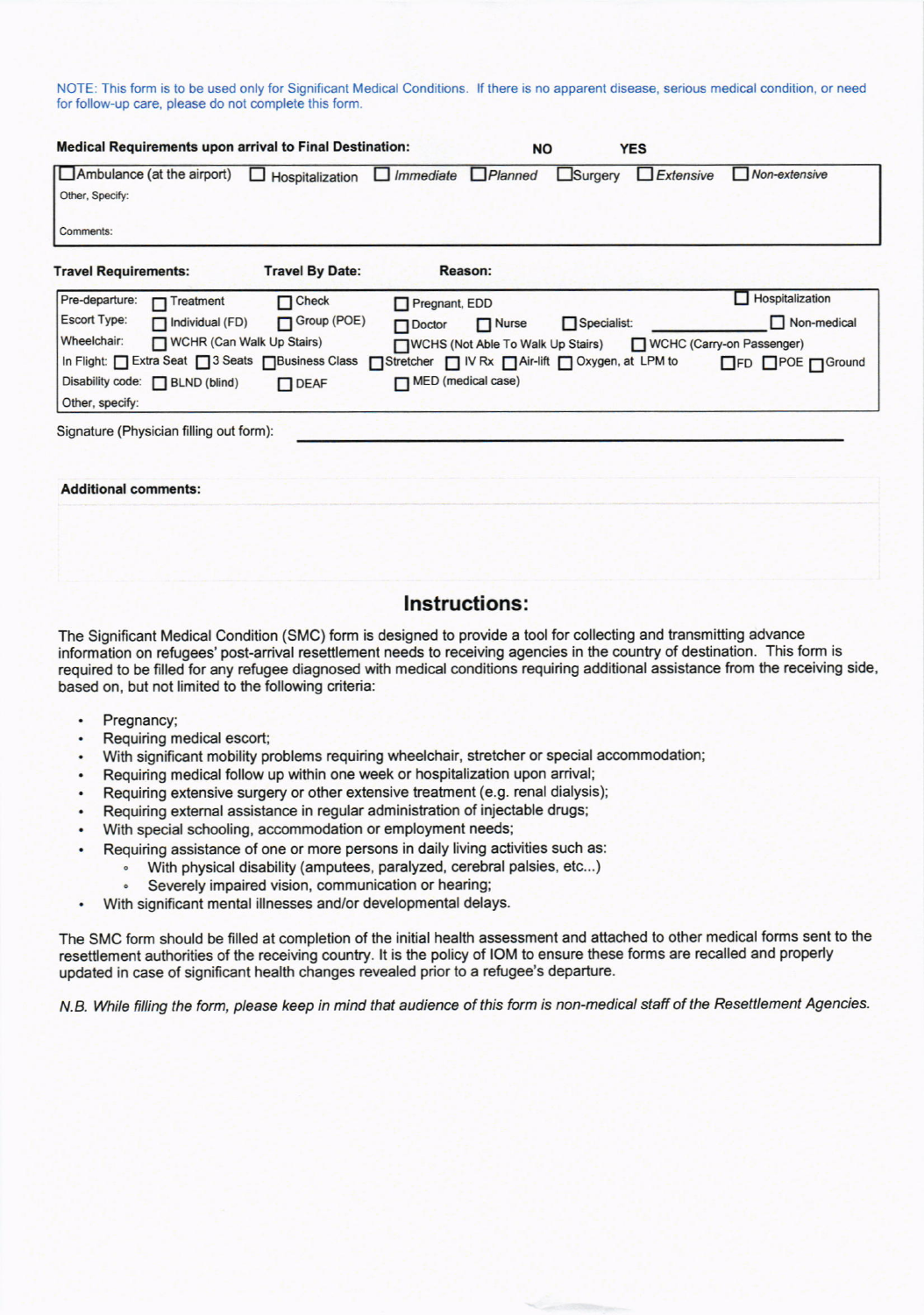NOTE: This form is to be used only for Significant Medical Conditions. If there is no apparent disease, serious medical condition, or need for follow-up care, please do not complete this form.

**Medical Requirements upon arrival to Final Destination:** NO YES

| | | | | | | |
|---|---|---|---|---|---|---|
| ☐ Ambulance (at the airport) | ☐ Hospitalization | ☐ *Immediate* | ☐ *Planned* | ☐ Surgery | ☐ *Extensive* | ☐ *Non-extensive* |
| Other, Specify: | | | | | | |
| Comments: | | | | | | |

**Travel Requirements:** **Travel By Date:** **Reason:**

| | | | | | | |
|---|---|---|---|---|---|---|
| Pre-departure: | ☐ Treatment | ☐ Check | ☐ Pregnant, EDD | | | ☐ Hospitalization |
| Escort Type: | ☐ Individual (FD) | ☐ Group (POE) | ☐ Doctor | ☐ Nurse | ☐ Specialist: | ☐ Non-medical |
| Wheelchair: | ☐ WCHR (Can Walk Up Stairs) | | ☐ WCHS (Not Able To Walk Up Stairs) | | ☐ WCHC (Carry-on Passenger) | |
| In Flight: ☐ Extra Seat ☐ 3 Seats | ☐ Business Class | ☐ Stretcher | ☐ IV Rx ☐ Air-lift | ☐ Oxygen, at LPM to | | ☐ FD ☐ POE ☐ Ground |
| Disability code: | ☐ BLND (blind) | ☐ DEAF | ☐ MED (medical case) | | | |
| Other, specify: | | | | | | |

Signature (Physician filling out form): ______________________________

**Additional comments:**

## Instructions:

The Significant Medical Condition (SMC) form is designed to provide a tool for collecting and transmitting advance information on refugees' post-arrival resettlement needs to receiving agencies in the country of destination. This form is required to be filled for any refugee diagnosed with medical conditions requiring additional assistance from the receiving side, based on, but not limited to the following criteria:

- Pregnancy;
- Requiring medical escort;
- With significant mobility problems requiring wheelchair, stretcher or special accommodation;
- Requiring medical follow up within one week or hospitalization upon arrival;
- Requiring extensive surgery or other extensive treatment (e.g. renal dialysis);
- Requiring external assistance in regular administration of injectable drugs;
- With special schooling, accommodation or employment needs;
- Requiring assistance of one or more persons in daily living activities such as:
  - With physical disability (amputees, paralyzed, cerebral palsies, etc...)
  - Severely impaired vision, communication or hearing;
- With significant mental illnesses and/or developmental delays.

The SMC form should be filled at completion of the initial health assessment and attached to other medical forms sent to the resettlement authorities of the receiving country. It is the policy of IOM to ensure these forms are recalled and properly updated in case of significant health changes revealed prior to a refugee's departure.

*N.B. While filling the form, please keep in mind that audience of this form is non-medical staff of the Resettlement Agencies.*